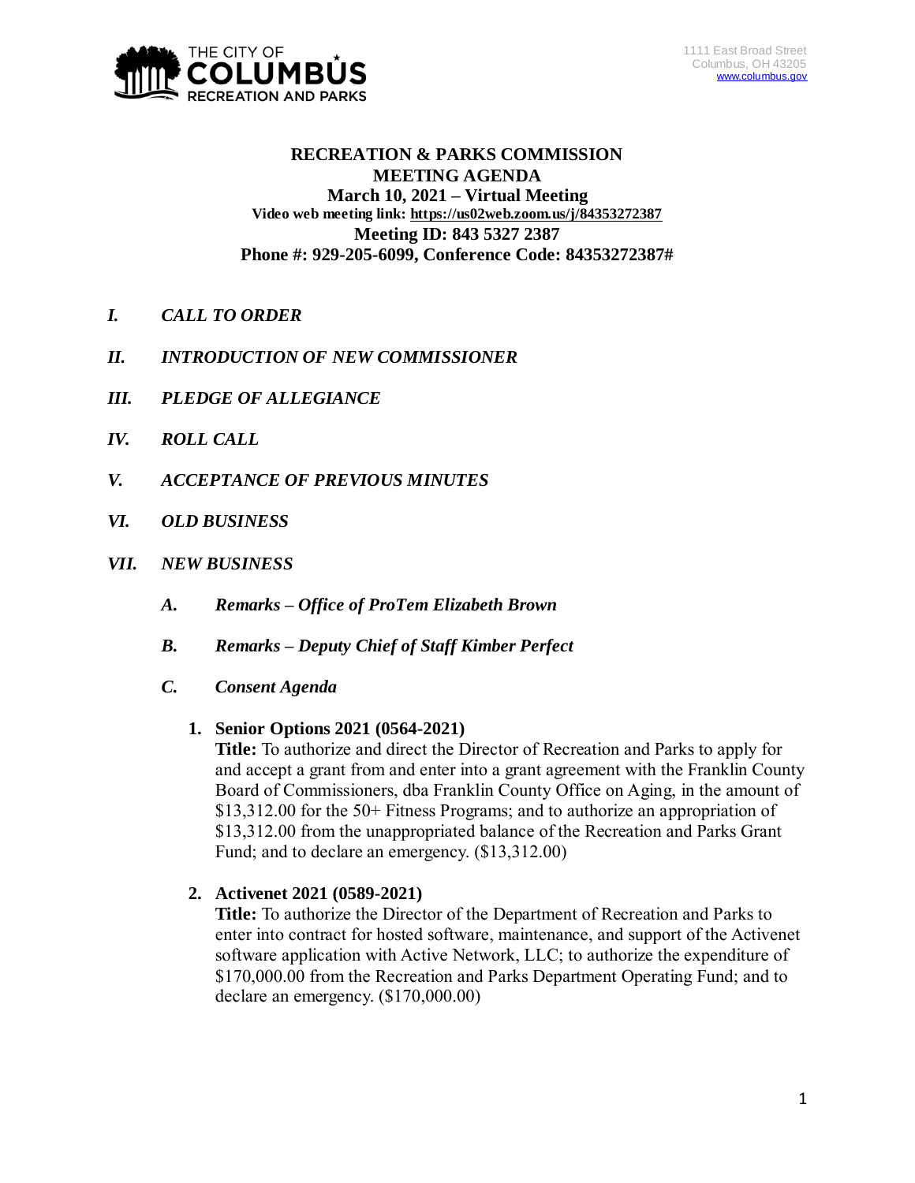THE CITY OF COLUMBUS RECREATION AND PARKS

1111 East Broad Street
Columbus, OH 43205
www.columbus.gov

# RECREATION & PARKS COMMISSION MEETING AGENDA

**March 10, 2021 – Virtual Meeting**

**Video web meeting link: https://us02web.zoom.us/j/84353272387**

**Meeting ID: 843 5327 2387**

**Phone #: 929-205-6099, Conference Code: 84353272387#**

- ***I. CALL TO ORDER***
- ***II. INTRODUCTION OF NEW COMMISSIONER***
- ***III. PLEDGE OF ALLEGIANCE***
- ***IV. ROLL CALL***
- ***V. ACCEPTANCE OF PREVIOUS MINUTES***
- ***VI. OLD BUSINESS***
- ***VII. NEW BUSINESS***
  - ***A. Remarks – Office of ProTem Elizabeth Brown***
  - ***B. Remarks – Deputy Chief of Staff Kimber Perfect***
  - ***C. Consent Agenda***

    1. **Senior Options 2021 (0564-2021)**
       **Title:** To authorize and direct the Director of Recreation and Parks to apply for and accept a grant from and enter into a grant agreement with the Franklin County Board of Commissioners, dba Franklin County Office on Aging, in the amount of $13,312.00 for the 50+ Fitness Programs; and to authorize an appropriation of $13,312.00 from the unappropriated balance of the Recreation and Parks Grant Fund; and to declare an emergency. ($13,312.00)

    2. **Activenet 2021 (0589-2021)**
       **Title:** To authorize the Director of the Department of Recreation and Parks to enter into contract for hosted software, maintenance, and support of the Activenet software application with Active Network, LLC; to authorize the expenditure of $170,000.00 from the Recreation and Parks Department Operating Fund; and to declare an emergency. ($170,000.00)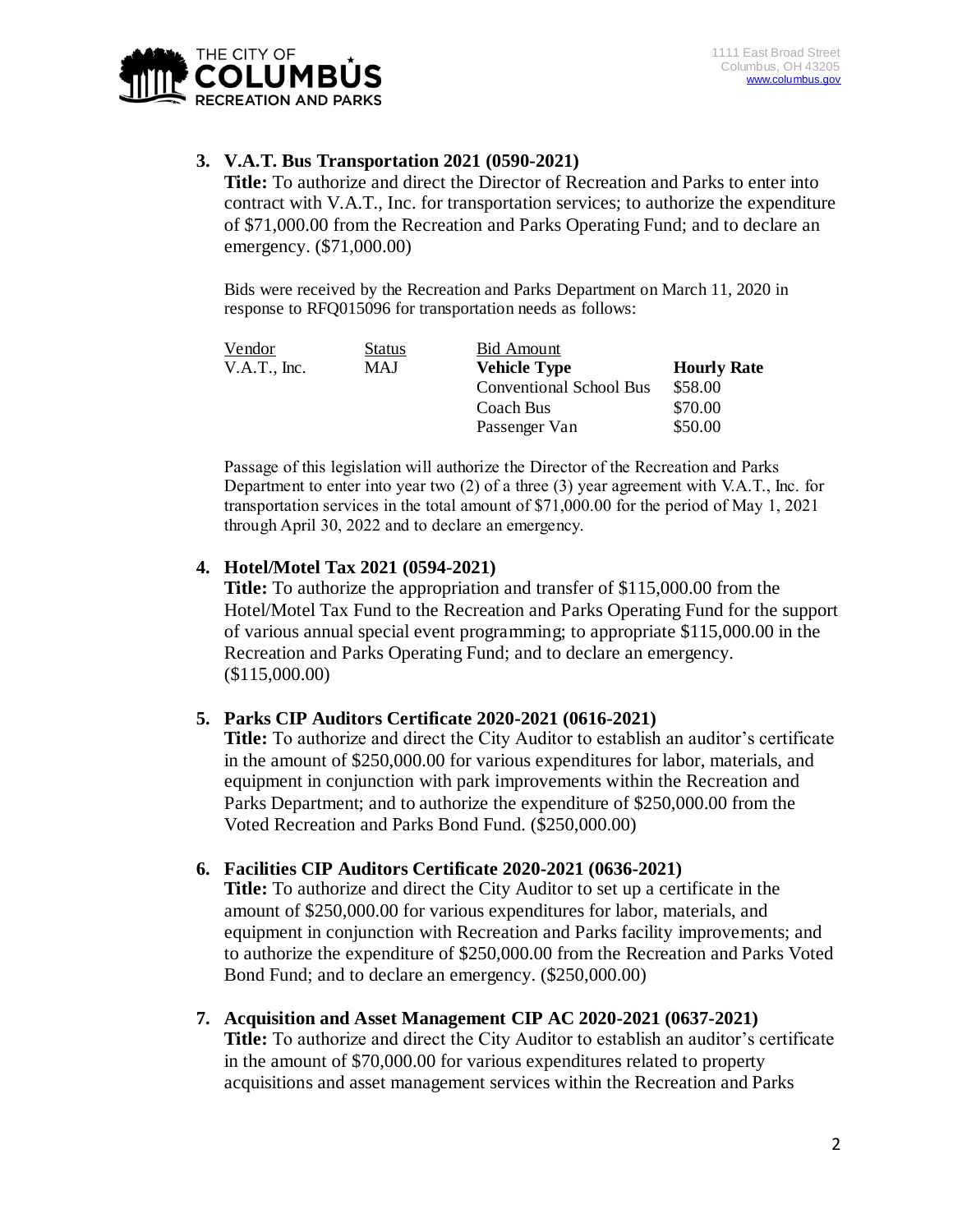3. **V.A.T. Bus Transportation 2021 (0590-2021)**
   **Title:** To authorize and direct the Director of Recreation and Parks to enter into contract with V.A.T., Inc. for transportation services; to authorize the expenditure of $71,000.00 from the Recreation and Parks Operating Fund; and to declare an emergency. ($71,000.00)

   Bids were received by the Recreation and Parks Department on March 11, 2020 in response to RFQ015096 for transportation needs as follows:

   | Vendor | Status | Bid Amount | |
   |---|---|---|---|
   | V.A.T., Inc. | MAJ | **Vehicle Type** | **Hourly Rate** |
   | | | Conventional School Bus | $58.00 |
   | | | Coach Bus | $70.00 |
   | | | Passenger Van | $50.00 |

   Passage of this legislation will authorize the Director of the Recreation and Parks Department to enter into year two (2) of a three (3) year agreement with V.A.T., Inc. for transportation services in the total amount of $71,000.00 for the period of May 1, 2021 through April 30, 2022 and to declare an emergency.

4. **Hotel/Motel Tax 2021 (0594-2021)**
   **Title:** To authorize the appropriation and transfer of $115,000.00 from the Hotel/Motel Tax Fund to the Recreation and Parks Operating Fund for the support of various annual special event programming; to appropriate $115,000.00 in the Recreation and Parks Operating Fund; and to declare an emergency. ($115,000.00)

5. **Parks CIP Auditors Certificate 2020-2021 (0616-2021)**
   **Title:** To authorize and direct the City Auditor to establish an auditor's certificate in the amount of $250,000.00 for various expenditures for labor, materials, and equipment in conjunction with park improvements within the Recreation and Parks Department; and to authorize the expenditure of $250,000.00 from the Voted Recreation and Parks Bond Fund. ($250,000.00)

6. **Facilities CIP Auditors Certificate 2020-2021 (0636-2021)**
   **Title:** To authorize and direct the City Auditor to set up a certificate in the amount of $250,000.00 for various expenditures for labor, materials, and equipment in conjunction with Recreation and Parks facility improvements; and to authorize the expenditure of $250,000.00 from the Recreation and Parks Voted Bond Fund; and to declare an emergency. ($250,000.00)

7. **Acquisition and Asset Management CIP AC 2020-2021 (0637-2021)**
   **Title:** To authorize and direct the City Auditor to establish an auditor's certificate in the amount of $70,000.00 for various expenditures related to property acquisitions and asset management services within the Recreation and Parks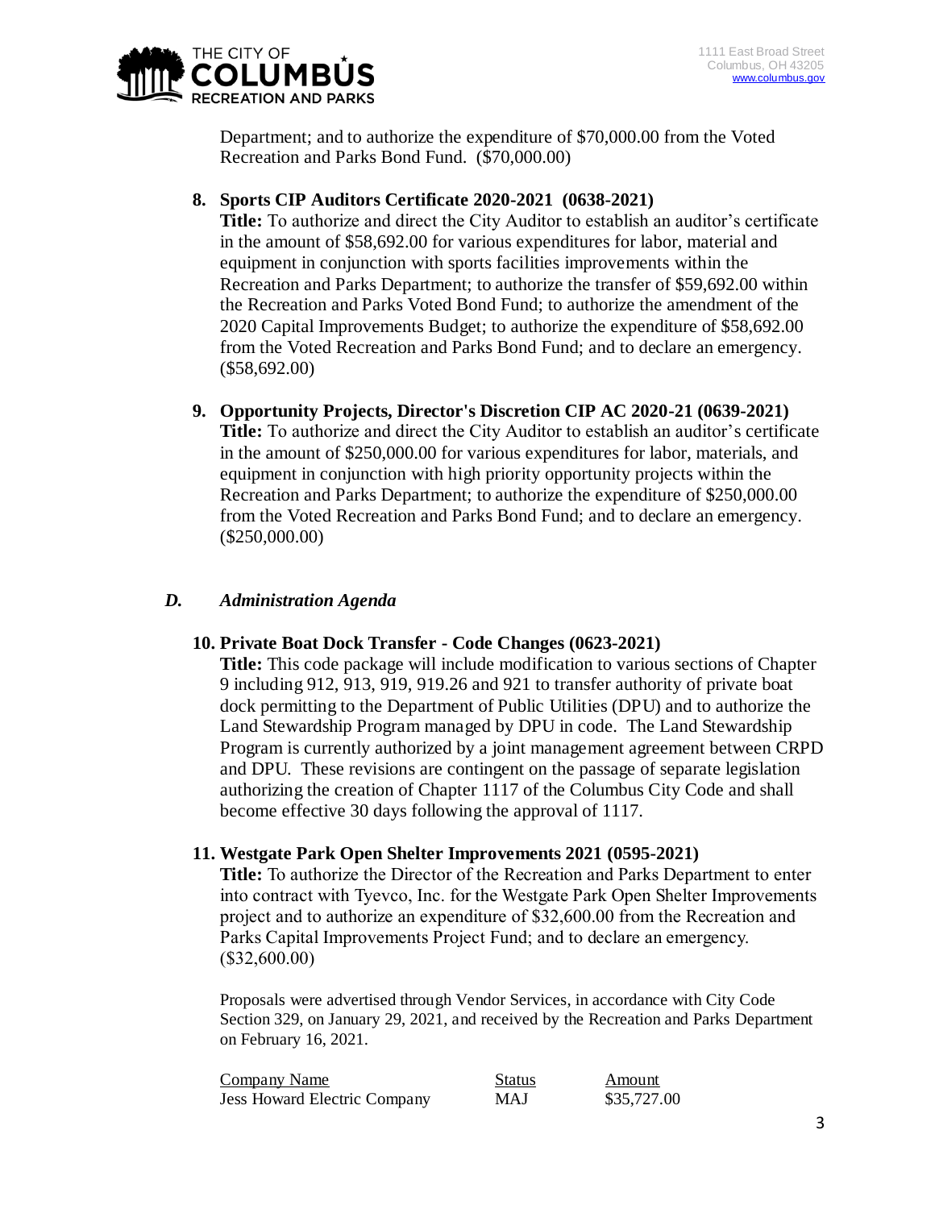Department; and to authorize the expenditure of $70,000.00 from the Voted Recreation and Parks Bond Fund. ($70,000.00)

8. **Sports CIP Auditors Certificate 2020-2021 (0638-2021)**
   **Title:** To authorize and direct the City Auditor to establish an auditor's certificate in the amount of $58,692.00 for various expenditures for labor, material and equipment in conjunction with sports facilities improvements within the Recreation and Parks Department; to authorize the transfer of $59,692.00 within the Recreation and Parks Voted Bond Fund; to authorize the amendment of the 2020 Capital Improvements Budget; to authorize the expenditure of $58,692.00 from the Voted Recreation and Parks Bond Fund; and to declare an emergency. ($58,692.00)

9. **Opportunity Projects, Director's Discretion CIP AC 2020-21 (0639-2021)**
   **Title:** To authorize and direct the City Auditor to establish an auditor's certificate in the amount of $250,000.00 for various expenditures for labor, materials, and equipment in conjunction with high priority opportunity projects within the Recreation and Parks Department; to authorize the expenditure of $250,000.00 from the Voted Recreation and Parks Bond Fund; and to declare an emergency. ($250,000.00)

## *D. Administration Agenda*

10. **Private Boat Dock Transfer - Code Changes (0623-2021)**
    **Title:** This code package will include modification to various sections of Chapter 9 including 912, 913, 919, 919.26 and 921 to transfer authority of private boat dock permitting to the Department of Public Utilities (DPU) and to authorize the Land Stewardship Program managed by DPU in code. The Land Stewardship Program is currently authorized by a joint management agreement between CRPD and DPU. These revisions are contingent on the passage of separate legislation authorizing the creation of Chapter 1117 of the Columbus City Code and shall become effective 30 days following the approval of 1117.

11. **Westgate Park Open Shelter Improvements 2021 (0595-2021)**
    **Title:** To authorize the Director of the Recreation and Parks Department to enter into contract with Tyevco, Inc. for the Westgate Park Open Shelter Improvements project and to authorize an expenditure of $32,600.00 from the Recreation and Parks Capital Improvements Project Fund; and to declare an emergency. ($32,600.00)

    Proposals were advertised through Vendor Services, in accordance with City Code Section 329, on January 29, 2021, and received by the Recreation and Parks Department on February 16, 2021.

    | Company Name | Status | Amount |
    |---|---|---|
    | Jess Howard Electric Company | MAJ | $35,727.00 |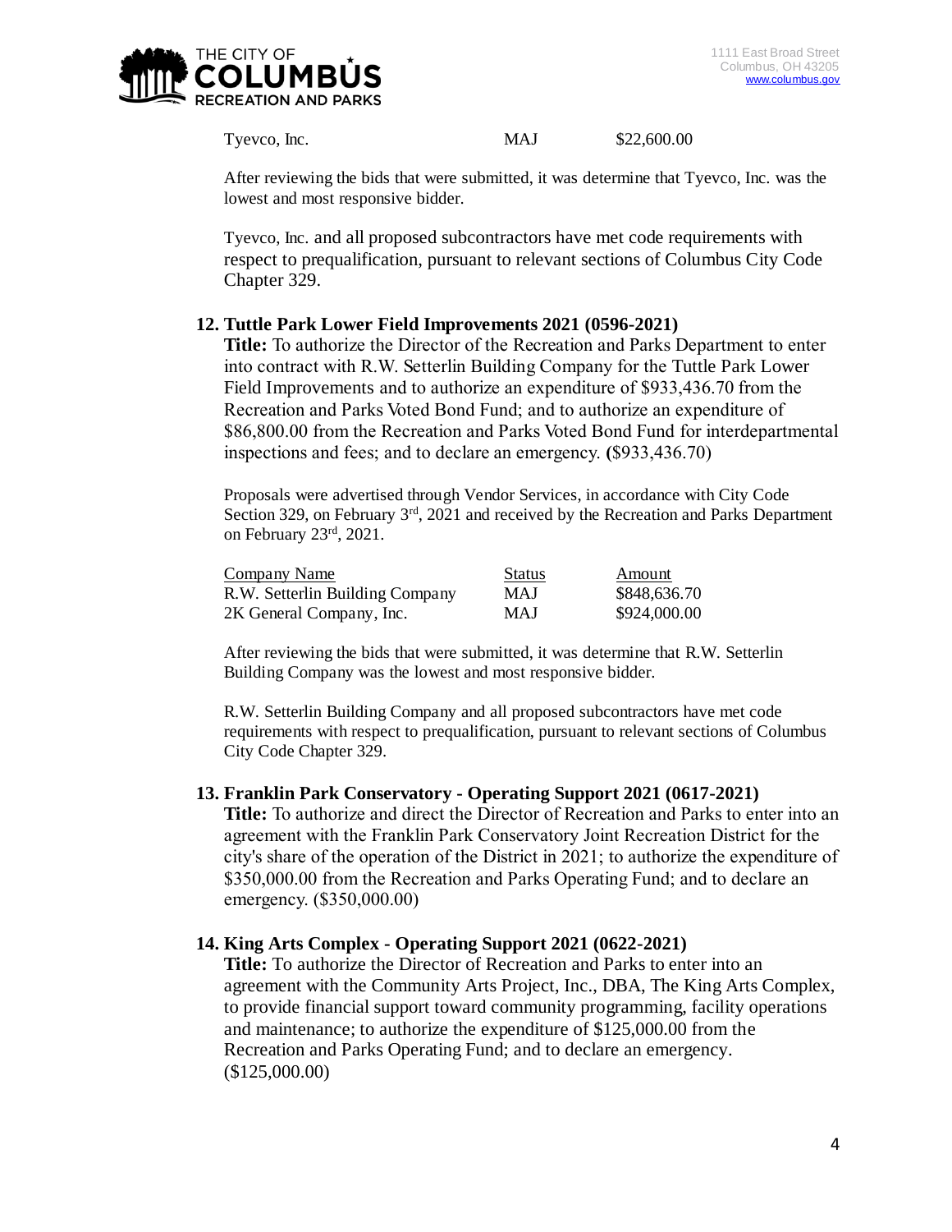| | | |
|---|---|---|
| Tyevco, Inc. | MAJ | $22,600.00 |

After reviewing the bids that were submitted, it was determine that Tyevco, Inc. was the lowest and most responsive bidder.

Tyevco, Inc. and all proposed subcontractors have met code requirements with respect to prequalification, pursuant to relevant sections of Columbus City Code Chapter 329.

**12. Tuttle Park Lower Field Improvements 2021 (0596-2021)**

**Title:** To authorize the Director of the Recreation and Parks Department to enter into contract with R.W. Setterlin Building Company for the Tuttle Park Lower Field Improvements and to authorize an expenditure of $933,436.70 from the Recreation and Parks Voted Bond Fund; and to authorize an expenditure of $86,800.00 from the Recreation and Parks Voted Bond Fund for interdepartmental inspections and fees; and to declare an emergency. **(**$933,436.70)

Proposals were advertised through Vendor Services, in accordance with City Code Section 329, on February 3rd, 2021 and received by the Recreation and Parks Department on February 23rd, 2021.

| Company Name | Status | Amount |
|---|---|---|
| R.W. Setterlin Building Company | MAJ | $848,636.70 |
| 2K General Company, Inc. | MAJ | $924,000.00 |

After reviewing the bids that were submitted, it was determine that R.W. Setterlin Building Company was the lowest and most responsive bidder.

R.W. Setterlin Building Company and all proposed subcontractors have met code requirements with respect to prequalification, pursuant to relevant sections of Columbus City Code Chapter 329.

**13. Franklin Park Conservatory - Operating Support 2021 (0617-2021)**

**Title:** To authorize and direct the Director of Recreation and Parks to enter into an agreement with the Franklin Park Conservatory Joint Recreation District for the city's share of the operation of the District in 2021; to authorize the expenditure of $350,000.00 from the Recreation and Parks Operating Fund; and to declare an emergency. ($350,000.00)

**14. King Arts Complex - Operating Support 2021 (0622-2021)**

**Title:** To authorize the Director of Recreation and Parks to enter into an agreement with the Community Arts Project, Inc., DBA, The King Arts Complex, to provide financial support toward community programming, facility operations and maintenance; to authorize the expenditure of $125,000.00 from the Recreation and Parks Operating Fund; and to declare an emergency. ($125,000.00)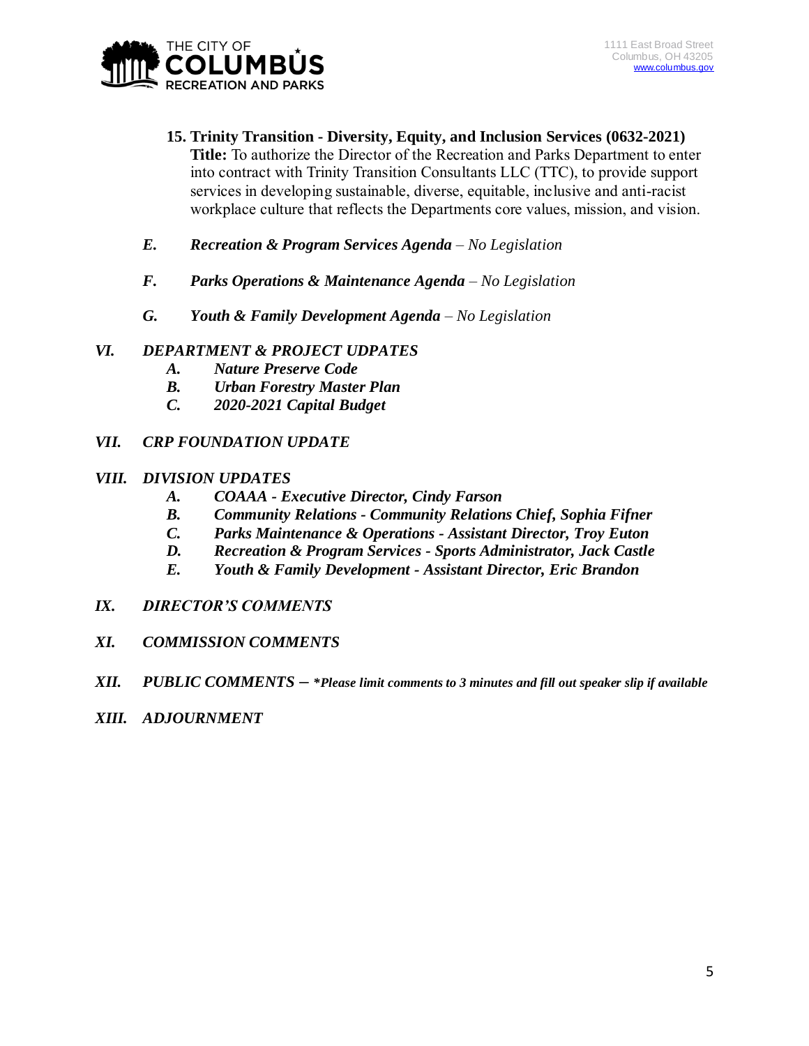**15. Trinity Transition - Diversity, Equity, and Inclusion Services (0632-2021)**
**Title:** To authorize the Director of the Recreation and Parks Department to enter into contract with Trinity Transition Consultants LLC (TTC), to provide support services in developing sustainable, diverse, equitable, inclusive and anti-racist workplace culture that reflects the Departments core values, mission, and vision.

*E.* ***Recreation & Program Services Agenda*** *– No Legislation*

*F.* ***Parks Operations & Maintenance Agenda*** *– No Legislation*

*G.* ***Youth & Family Development Agenda*** *– No Legislation*

## *VI. DEPARTMENT & PROJECT UDPATES*

*A.* ***Nature Preserve Code***
*B.* ***Urban Forestry Master Plan***
*C.* ***2020-2021 Capital Budget***

## *VII. CRP FOUNDATION UPDATE*

## *VIII. DIVISION UPDATES*

*A.* ***COAAA - Executive Director, Cindy Farson***
*B.* ***Community Relations - Community Relations Chief, Sophia Fifner***
*C.* ***Parks Maintenance & Operations - Assistant Director, Troy Euton***
*D.* ***Recreation & Program Services - Sports Administrator, Jack Castle***
*E.* ***Youth & Family Development - Assistant Director, Eric Brandon***

## *IX. DIRECTOR'S COMMENTS*

## *XI. COMMISSION COMMENTS*

## *XII. PUBLIC COMMENTS – \*Please limit comments to 3 minutes and fill out speaker slip if available*

## *XIII. ADJOURNMENT*